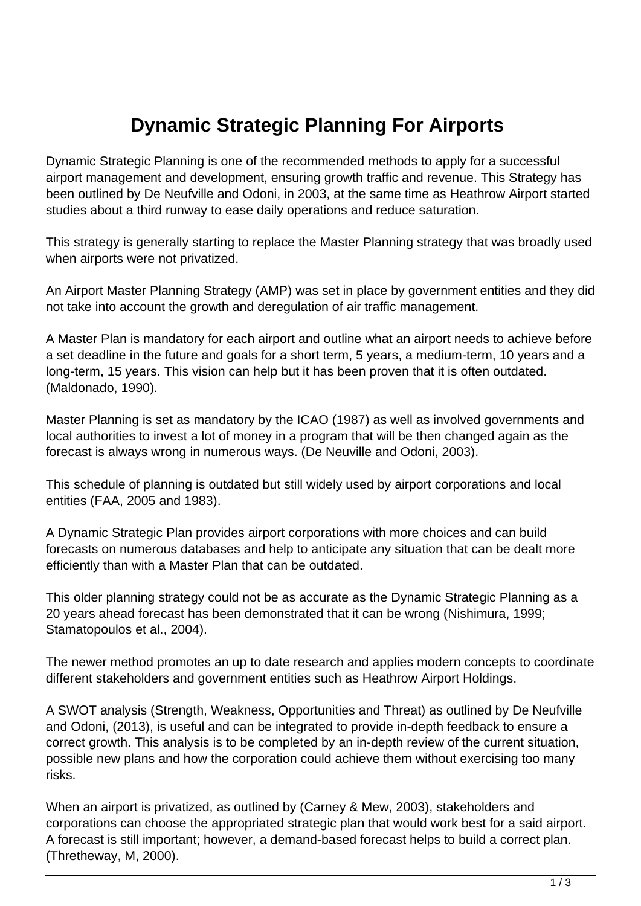# Dynamic Strategic Planning For Airports

Dynamic Strategic Planning is one of the recommended methods to apply for a successful airport management and development, ensuring growth traffic and revenue. This Strategy has been outlined by De Neufville and Odoni, in 2003, at the same time as Heathrow Airport started studies about a third runway to ease daily operations and reduce saturation.

This strategy is generally starting to replace the Master Planning strategy that was broadly used when airports were not privatized.

An Airport Master Planning Strategy (AMP) was set in place by government entities and they did not take into account the growth and deregulation of air traffic management.

A Master Plan is mandatory for each airport and outline what an airport needs to achieve before a set deadline in the future and goals for a short term, 5 years, a medium-term, 10 years and a long-term, 15 years. This vision can help but it has been proven that it is often outdated. (Maldonado, 1990).

Master Planning is set as mandatory by the ICAO (1987) as well as involved governments and local authorities to invest a lot of money in a program that will be then changed again as the forecast is always wrong in numerous ways. (De Neuville and Odoni, 2003).

This schedule of planning is outdated but still widely used by airport corporations and local entities (FAA, 2005 and 1983).

A Dynamic Strategic Plan provides airport corporations with more choices and can build forecasts on numerous databases and help to anticipate any situation that can be dealt more efficiently than with a Master Plan that can be outdated.

This older planning strategy could not be as accurate as the Dynamic Strategic Planning as a 20 years ahead forecast has been demonstrated that it can be wrong (Nishimura, 1999; Stamatopoulos et al., 2004).

The newer method promotes an up to date research and applies modern concepts to coordinate different stakeholders and government entities such as Heathrow Airport Holdings.

A SWOT analysis (Strength, Weakness, Opportunities and Threat) as outlined by De Neufville and Odoni, (2013), is useful and can be integrated to provide in-depth feedback to ensure a correct growth. This analysis is to be completed by an in-depth review of the current situation, possible new plans and how the corporation could achieve them without exercising too many risks.

When an airport is privatized, as outlined by (Carney & Mew, 2003), stakeholders and corporations can choose the appropriated strategic plan that would work best for a said airport. A forecast is still important; however, a demand-based forecast helps to build a correct plan. (Thretheway, M, 2000).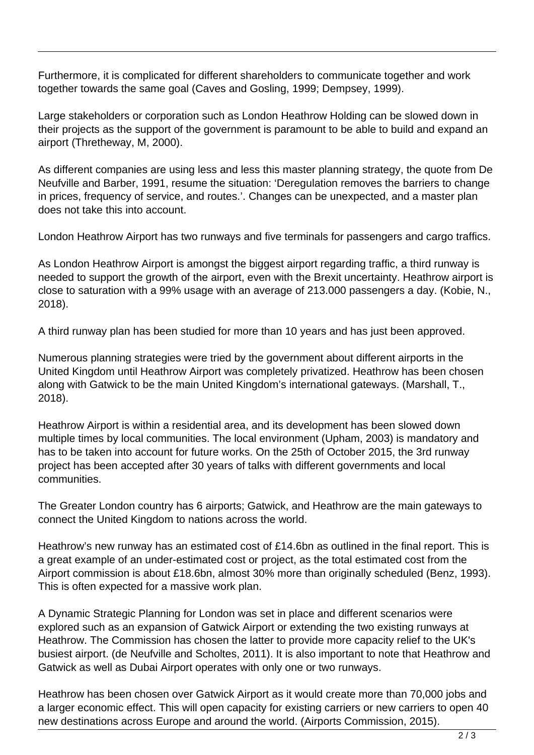Furthermore, it is complicated for different shareholders to communicate together and work together towards the same goal (Caves and Gosling, 1999; Dempsey, 1999).

Large stakeholders or corporation such as London Heathrow Holding can be slowed down in their projects as the support of the government is paramount to be able to build and expand an airport (Thretheway, M, 2000).

As different companies are using less and less this master planning strategy, the quote from De Neufville and Barber, 1991, resume the situation: 'Deregulation removes the barriers to change in prices, frequency of service, and routes.'. Changes can be unexpected, and a master plan does not take this into account.

London Heathrow Airport has two runways and five terminals for passengers and cargo traffics.

As London Heathrow Airport is amongst the biggest airport regarding traffic, a third runway is needed to support the growth of the airport, even with the Brexit uncertainty. Heathrow airport is close to saturation with a 99% usage with an average of 213.000 passengers a day. (Kobie, N., 2018).

A third runway plan has been studied for more than 10 years and has just been approved.

Numerous planning strategies were tried by the government about different airports in the United Kingdom until Heathrow Airport was completely privatized. Heathrow has been chosen along with Gatwick to be the main United Kingdom's international gateways. (Marshall, T., 2018).

Heathrow Airport is within a residential area, and its development has been slowed down multiple times by local communities. The local environment (Upham, 2003) is mandatory and has to be taken into account for future works. On the 25th of October 2015, the 3rd runway project has been accepted after 30 years of talks with different governments and local communities.

The Greater London country has 6 airports; Gatwick, and Heathrow are the main gateways to connect the United Kingdom to nations across the world.

Heathrow's new runway has an estimated cost of £14.6bn as outlined in the final report. This is a great example of an under-estimated cost or project, as the total estimated cost from the Airport commission is about £18.6bn, almost 30% more than originally scheduled (Benz, 1993). This is often expected for a massive work plan.

A Dynamic Strategic Planning for London was set in place and different scenarios were explored such as an expansion of Gatwick Airport or extending the two existing runways at Heathrow. The Commission has chosen the latter to provide more capacity relief to the UK's busiest airport. (de Neufville and Scholtes, 2011). It is also important to note that Heathrow and Gatwick as well as Dubai Airport operates with only one or two runways.

Heathrow has been chosen over Gatwick Airport as it would create more than 70,000 jobs and a larger economic effect. This will open capacity for existing carriers or new carriers to open 40 new destinations across Europe and around the world. (Airports Commission, 2015).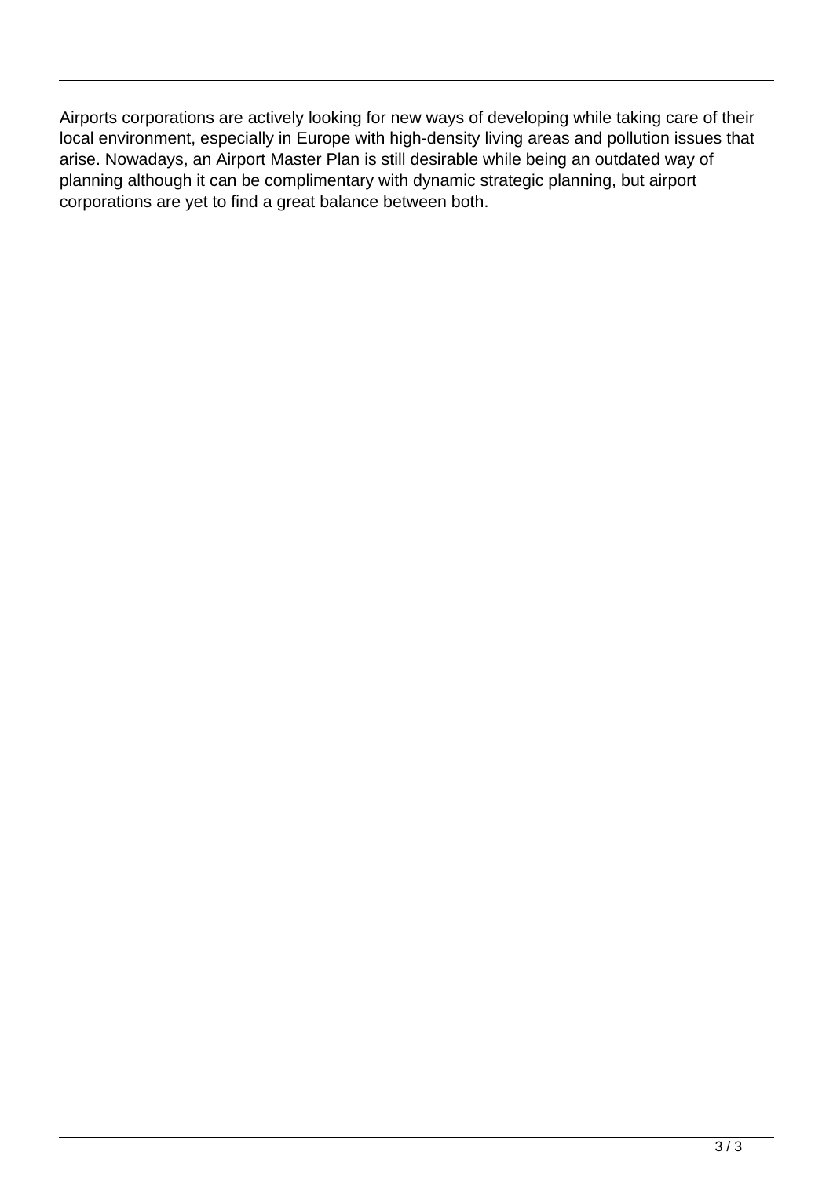Airports corporations are actively looking for new ways of developing while taking care of their local environment, especially in Europe with high-density living areas and pollution issues that arise. Nowadays, an Airport Master Plan is still desirable while being an outdated way of planning although it can be complimentary with dynamic strategic planning, but airport corporations are yet to find a great balance between both.